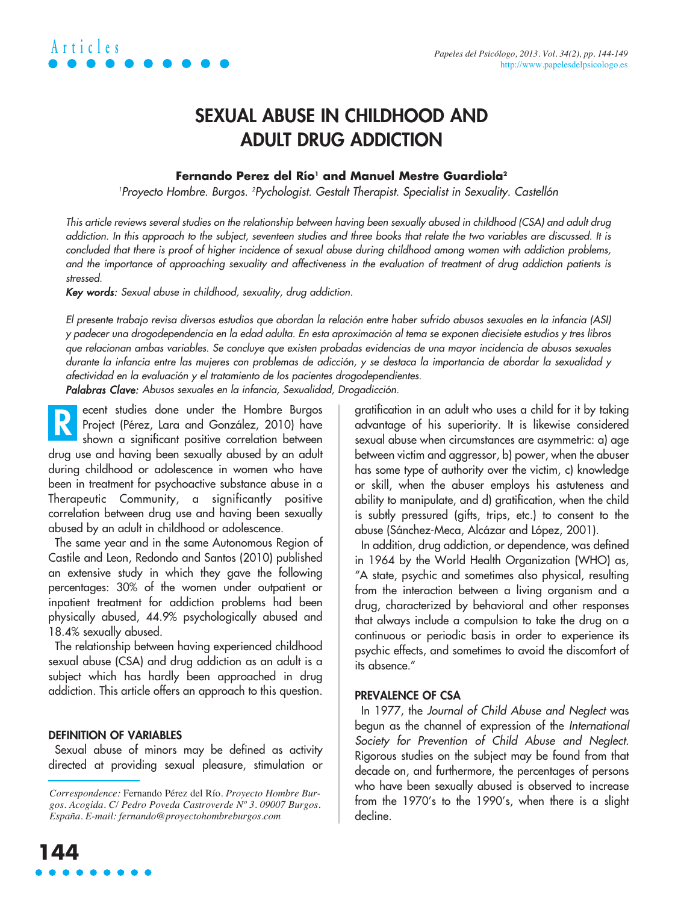# SEXUAL ABUSE IN CHILDHOOD AND ADULT DRUG ADDICTION

**Fernando Perez del Río[1] and Manuel Mestre Guardiola[2]**

*[1]Proyecto Hombre. Burgos. [2]Pychologist. Gestalt Therapist. Specialist in Sexuality. Castellón*

*This article reviews several studies on the relationship between having been sexually abused in childhood (CSA) and adult drug addiction. In this approach to the subject, seventeen studies and three books that relate the two variables are discussed. It is concluded that there is proof of higher incidence of sexual abuse during childhood among women with addiction problems, and the importance of approaching sexuality and affectiveness in the evaluation of treatment of drug addiction patients is stressed.*

***Key words:*** *Sexual abuse in childhood, sexuality, drug addiction.*

*El presente trabajo revisa diversos estudios que abordan la relación entre haber sufrido abusos sexuales en la infancia (ASI) y padecer una drogodependencia en la edad adulta. En esta aproximación al tema se exponen diecisiete estudios y tres libros que relacionan ambas variables. Se concluye que existen probadas evidencias de una mayor incidencia de abusos sexuales durante la infancia entre las mujeres con problemas de adicción, y se destaca la importancia de abordar la sexualidad y afectividad en la evaluación y el tratamiento de los pacientes drogodependientes.*

***Palabras Clave:*** *Abusos sexuales en la infancia, Sexualidad, Drogadicción.*

Recent studies done under the Hombre Burgos Project (Pérez, Lara and González, 2010) have shown a significant positive correlation between drug use and having been sexually abused by an adult during childhood or adolescence in women who have been in treatment for psychoactive substance abuse in a Therapeutic Community, a significantly positive correlation between drug use and having been sexually abused by an adult in childhood or adolescence.

The same year and in the same Autonomous Region of Castile and Leon, Redondo and Santos (2010) published an extensive study in which they gave the following percentages: 30% of the women under outpatient or inpatient treatment for addiction problems had been physically abused, 44.9% psychologically abused and 18.4% sexually abused.

The relationship between having experienced childhood sexual abuse (CSA) and drug addiction as an adult is a subject which has hardly been approached in drug addiction. This article offers an approach to this question.

## DEFINITION OF VARIABLES

Sexual abuse of minors may be defined as activity directed at providing sexual pleasure, stimulation or gratification in an adult who uses a child for it by taking advantage of his superiority. It is likewise considered sexual abuse when circumstances are asymmetric: a) age between victim and aggressor, b) power, when the abuser has some type of authority over the victim, c) knowledge or skill, when the abuser employs his astuteness and ability to manipulate, and d) gratification, when the child is subtly pressured (gifts, trips, etc.) to consent to the abuse (Sánchez-Meca, Alcázar and López, 2001).

In addition, drug addiction, or dependence, was defined in 1964 by the World Health Organization (WHO) as, "A state, psychic and sometimes also physical, resulting from the interaction between a living organism and a drug, characterized by behavioral and other responses that always include a compulsion to take the drug on a continuous or periodic basis in order to experience its psychic effects, and sometimes to avoid the discomfort of its absence."

## PREVALENCE OF CSA

In 1977, the *Journal of Child Abuse and Neglect* was begun as the channel of expression of the *International Society for Prevention of Child Abuse and Neglect.* Rigorous studies on the subject may be found from that decade on, and furthermore, the percentages of persons who have been sexually abused is observed to increase from the 1970's to the 1990's, when there is a slight decline.

*Correspondence:* Fernando Pérez del Río. *Proyecto Hombre Burgos. Acogida. C/ Pedro Poveda Castroverde Nº 3. 09007 Burgos. España. E-mail: fernando@proyectohombreburgos.com*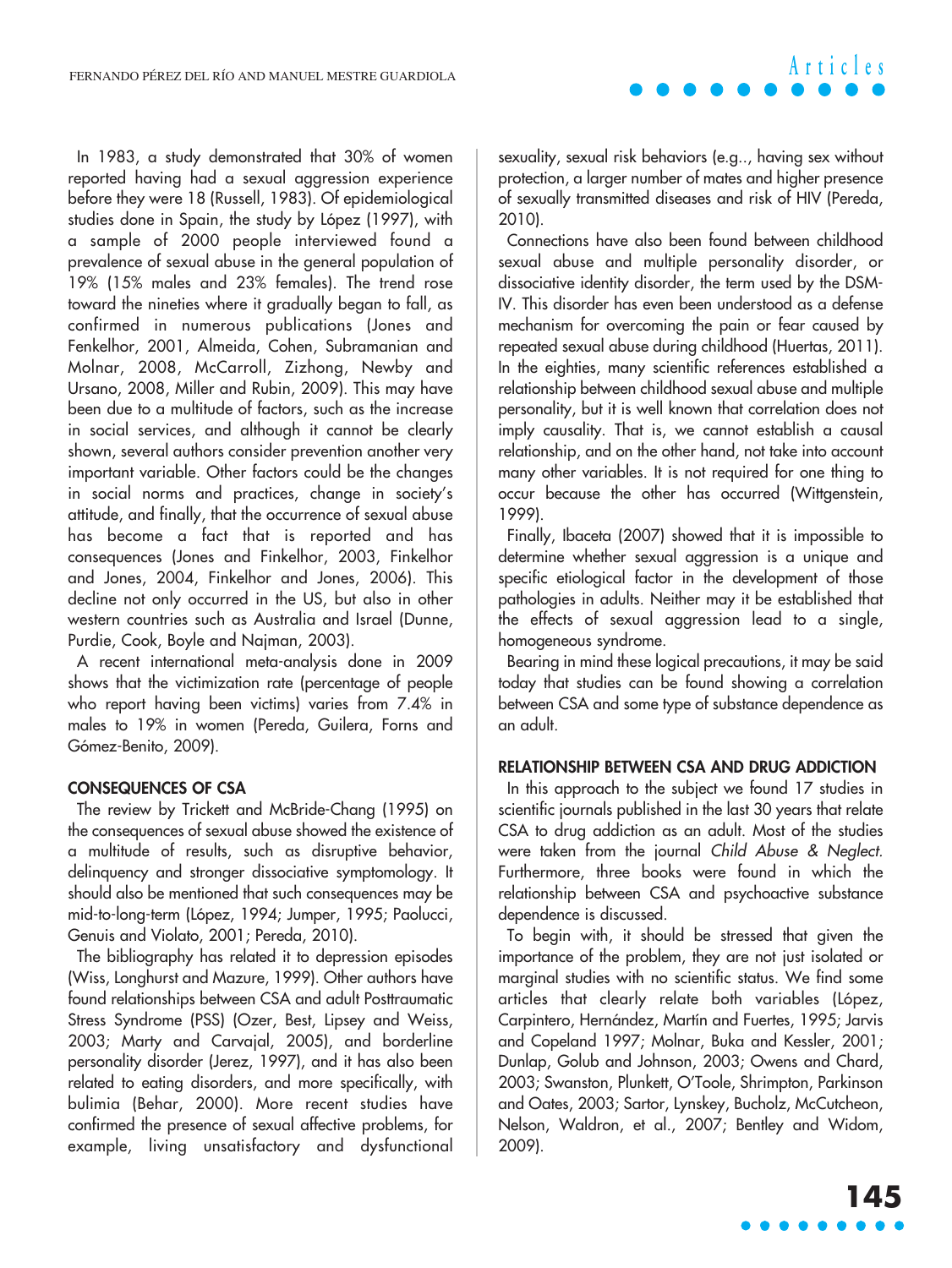In 1983, a study demonstrated that 30% of women reported having had a sexual aggression experience before they were 18 (Russell, 1983). Of epidemiological studies done in Spain, the study by López (1997), with a sample of 2000 people interviewed found a prevalence of sexual abuse in the general population of 19% (15% males and 23% females). The trend rose toward the nineties where it gradually began to fall, as confirmed in numerous publications (Jones and Fenkelhor, 2001, Almeida, Cohen, Subramanian and Molnar, 2008, McCarroll, Zizhong, Newby and Ursano, 2008, Miller and Rubin, 2009). This may have been due to a multitude of factors, such as the increase in social services, and although it cannot be clearly shown, several authors consider prevention another very important variable. Other factors could be the changes in social norms and practices, change in society's attitude, and finally, that the occurrence of sexual abuse has become a fact that is reported and has consequences (Jones and Finkelhor, 2003, Finkelhor and Jones, 2004, Finkelhor and Jones, 2006). This decline not only occurred in the US, but also in other western countries such as Australia and Israel (Dunne, Purdie, Cook, Boyle and Najman, 2003).

A recent international meta-analysis done in 2009 shows that the victimization rate (percentage of people who report having been victims) varies from 7.4% in males to 19% in women (Pereda, Guilera, Forns and Gómez-Benito, 2009).

## CONSEQUENCES OF CSA

The review by Trickett and McBride-Chang (1995) on the consequences of sexual abuse showed the existence of a multitude of results, such as disruptive behavior, delinquency and stronger dissociative symptomology. It should also be mentioned that such consequences may be mid-to-long-term (López, 1994; Jumper, 1995; Paolucci, Genuis and Violato, 2001; Pereda, 2010).

The bibliography has related it to depression episodes (Wiss, Longhurst and Mazure, 1999). Other authors have found relationships between CSA and adult Posttraumatic Stress Syndrome (PSS) (Ozer, Best, Lipsey and Weiss, 2003; Marty and Carvajal, 2005), and borderline personality disorder (Jerez, 1997), and it has also been related to eating disorders, and more specifically, with bulimia (Behar, 2000). More recent studies have confirmed the presence of sexual affective problems, for example, living unsatisfactory and dysfunctional sexuality, sexual risk behaviors (e.g.., having sex without protection, a larger number of mates and higher presence of sexually transmitted diseases and risk of HIV (Pereda, 2010).

Connections have also been found between childhood sexual abuse and multiple personality disorder, or dissociative identity disorder, the term used by the DSM-IV. This disorder has even been understood as a defense mechanism for overcoming the pain or fear caused by repeated sexual abuse during childhood (Huertas, 2011). In the eighties, many scientific references established a relationship between childhood sexual abuse and multiple personality, but it is well known that correlation does not imply causality. That is, we cannot establish a causal relationship, and on the other hand, not take into account many other variables. It is not required for one thing to occur because the other has occurred (Wittgenstein, 1999).

Finally, Ibaceta (2007) showed that it is impossible to determine whether sexual aggression is a unique and specific etiological factor in the development of those pathologies in adults. Neither may it be established that the effects of sexual aggression lead to a single, homogeneous syndrome.

Bearing in mind these logical precautions, it may be said today that studies can be found showing a correlation between CSA and some type of substance dependence as an adult.

## RELATIONSHIP BETWEEN CSA AND DRUG ADDICTION

In this approach to the subject we found 17 studies in scientific journals published in the last 30 years that relate CSA to drug addiction as an adult. Most of the studies were taken from the journal *Child Abuse & Neglect*. Furthermore, three books were found in which the relationship between CSA and psychoactive substance dependence is discussed.

To begin with, it should be stressed that given the importance of the problem, they are not just isolated or marginal studies with no scientific status. We find some articles that clearly relate both variables (López, Carpintero, Hernández, Martín and Fuertes, 1995; Jarvis and Copeland 1997; Molnar, Buka and Kessler, 2001; Dunlap, Golub and Johnson, 2003; Owens and Chard, 2003; Swanston, Plunkett, O'Toole, Shrimpton, Parkinson and Oates, 2003; Sartor, Lynskey, Bucholz, McCutcheon, Nelson, Waldron, et al., 2007; Bentley and Widom, 2009).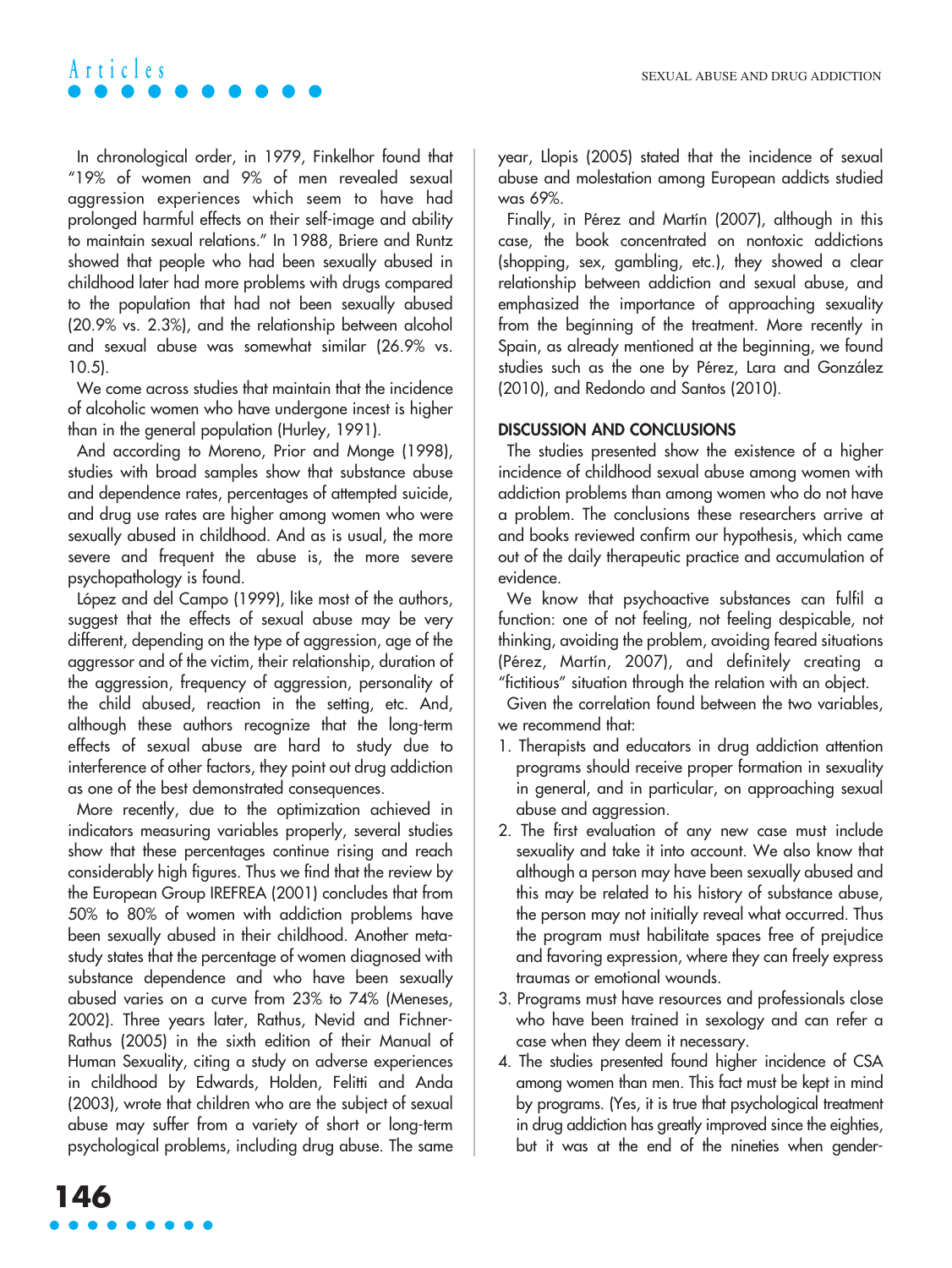In chronological order, in 1979, Finkelhor found that "19% of women and 9% of men revealed sexual aggression experiences which seem to have had prolonged harmful effects on their self-image and ability to maintain sexual relations." In 1988, Briere and Runtz showed that people who had been sexually abused in childhood later had more problems with drugs compared to the population that had not been sexually abused (20.9% vs. 2.3%), and the relationship between alcohol and sexual abuse was somewhat similar (26.9% vs. 10.5).

We come across studies that maintain that the incidence of alcoholic women who have undergone incest is higher than in the general population (Hurley, 1991).

And according to Moreno, Prior and Monge (1998), studies with broad samples show that substance abuse and dependence rates, percentages of attempted suicide, and drug use rates are higher among women who were sexually abused in childhood. And as is usual, the more severe and frequent the abuse is, the more severe psychopathology is found.

López and del Campo (1999), like most of the authors, suggest that the effects of sexual abuse may be very different, depending on the type of aggression, age of the aggressor and of the victim, their relationship, duration of the aggression, frequency of aggression, personality of the child abused, reaction in the setting, etc. And, although these authors recognize that the long-term effects of sexual abuse are hard to study due to interference of other factors, they point out drug addiction as one of the best demonstrated consequences.

More recently, due to the optimization achieved in indicators measuring variables properly, several studies show that these percentages continue rising and reach considerably high figures. Thus we find that the review by the European Group IREFREA (2001) concludes that from 50% to 80% of women with addiction problems have been sexually abused in their childhood. Another meta-study states that the percentage of women diagnosed with substance dependence and who have been sexually abused varies on a curve from 23% to 74% (Meneses, 2002). Three years later, Rathus, Nevid and Fichner-Rathus (2005) in the sixth edition of their Manual of Human Sexuality, citing a study on adverse experiences in childhood by Edwards, Holden, Felitti and Anda (2003), wrote that children who are the subject of sexual abuse may suffer from a variety of short or long-term psychological problems, including drug abuse. The same year, Llopis (2005) stated that the incidence of sexual abuse and molestation among European addicts studied was 69%.

Finally, in Pérez and Martín (2007), although in this case, the book concentrated on nontoxic addictions (shopping, sex, gambling, etc.), they showed a clear relationship between addiction and sexual abuse, and emphasized the importance of approaching sexuality from the beginning of the treatment. More recently in Spain, as already mentioned at the beginning, we found studies such as the one by Pérez, Lara and González (2010), and Redondo and Santos (2010).

## DISCUSSION AND CONCLUSIONS

The studies presented show the existence of a higher incidence of childhood sexual abuse among women with addiction problems than among women who do not have a problem. The conclusions these researchers arrive at and books reviewed confirm our hypothesis, which came out of the daily therapeutic practice and accumulation of evidence.

We know that psychoactive substances can fulfil a function: one of not feeling, not feeling despicable, not thinking, avoiding the problem, avoiding feared situations (Pérez, Martín, 2007), and definitely creating a "fictitious" situation through the relation with an object.

Given the correlation found between the two variables, we recommend that:

1. Therapists and educators in drug addiction attention programs should receive proper formation in sexuality in general, and in particular, on approaching sexual abuse and aggression.
2. The first evaluation of any new case must include sexuality and take it into account. We also know that although a person may have been sexually abused and this may be related to his history of substance abuse, the person may not initially reveal what occurred. Thus the program must habilitate spaces free of prejudice and favoring expression, where they can freely express traumas or emotional wounds.
3. Programs must have resources and professionals close who have been trained in sexology and can refer a case when they deem it necessary.
4. The studies presented found higher incidence of CSA among women than men. This fact must be kept in mind by programs. (Yes, it is true that psychological treatment in drug addiction has greatly improved since the eighties, but it was at the end of the nineties when gender-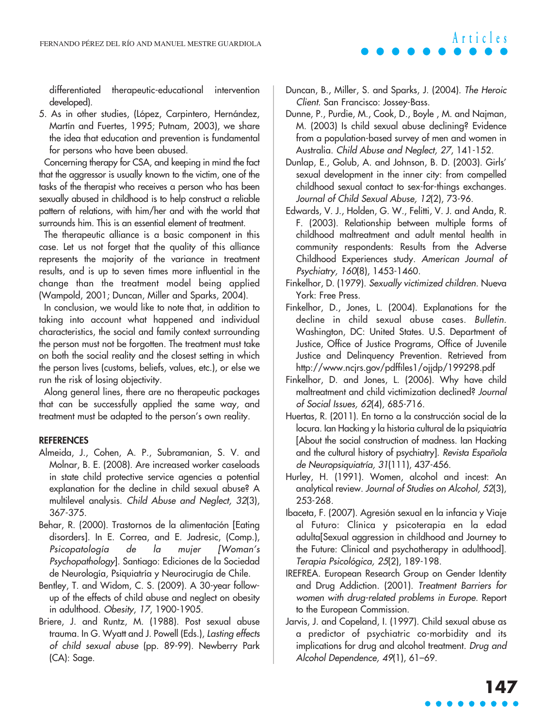differentiated therapeutic-educational intervention developed).

5. As in other studies, (López, Carpintero, Hernández, Martín and Fuertes, 1995; Putnam, 2003), we share the idea that education and prevention is fundamental for persons who have been abused.

Concerning therapy for CSA, and keeping in mind the fact that the aggressor is usually known to the victim, one of the tasks of the therapist who receives a person who has been sexually abused in childhood is to help construct a reliable pattern of relations, with him/her and with the world that surrounds him. This is an essential element of treatment.

The therapeutic alliance is a basic component in this case. Let us not forget that the quality of this alliance represents the majority of the variance in treatment results, and is up to seven times more influential in the change than the treatment model being applied (Wampold, 2001; Duncan, Miller and Sparks, 2004).

In conclusion, we would like to note that, in addition to taking into account what happened and individual characteristics, the social and family context surrounding the person must not be forgotten. The treatment must take on both the social reality and the closest setting in which the person lives (customs, beliefs, values, etc.), or else we run the risk of losing objectivity.

Along general lines, there are no therapeutic packages that can be successfully applied the same way, and treatment must be adapted to the person's own reality.

## REFERENCES

Almeida, J., Cohen, A. P., Subramanian, S. V. and Molnar, B. E. (2008). Are increased worker caseloads in state child protective service agencies a potential explanation for the decline in child sexual abuse? A multilevel analysis. *Child Abuse and Neglect, 32*(3), 367-375.

Behar, R. (2000). Trastornos de la alimentación [Eating disorders]. In E. Correa, and E. Jadresic, (Comp.), *Psicopatología de la mujer [Woman's Psychopathology*]. Santiago: Ediciones de la Sociedad de Neurología, Psiquiatría y Neurocirugía de Chile.

Bentley, T. and Widom, C. S. (2009). A 30-year follow-up of the effects of child abuse and neglect on obesity in adulthood. *Obesity, 17*, 1900-1905.

Briere, J. and Runtz, M. (1988). Post sexual abuse trauma. In G. Wyatt and J. Powell (Eds.), *Lasting effects of child sexual abuse* (pp. 89-99). Newberry Park (CA): Sage.

Duncan, B., Miller, S. and Sparks, J. (2004). *The Heroic Client.* San Francisco: Jossey-Bass.

Dunne, P., Purdie, M., Cook, D., Boyle , M. and Najman, M. (2003) Is child sexual abuse declining? Evidence from a population-based survey of men and women in Australia. *Child Abuse and Neglect, 27*, 141-152.

Dunlap, E., Golub, A. and Johnson, B. D. (2003). Girls' sexual development in the inner city: from compelled childhood sexual contact to sex-for-things exchanges. *Journal of Child Sexual Abuse, 12*(2), 73-96.

Edwards, V. J., Holden, G. W., Felitti, V. J. and Anda, R. F. (2003). Relationship between multiple forms of childhood maltreatment and adult mental health in community respondents: Results from the Adverse Childhood Experiences study. *American Journal of Psychiatry, 160*(8), 1453-1460.

Finkelhor, D. (1979). *Sexually victimized children*. Nueva York: Free Press.

Finkelhor, D., Jones, L. (2004). Explanations for the decline in child sexual abuse cases. *Bulletin*. Washington, DC: United States. U.S. Department of Justice, Office of Justice Programs, Office of Juvenile Justice and Delinquency Prevention. Retrieved from http://www.ncjrs.gov/pdffiles1/ojjdp/199298.pdf

Finkelhor, D. and Jones, L. (2006). Why have child maltreatment and child victimization declined? *Journal of Social Issues, 62*(4), 685-716.

Huertas, R. (2011). En torno a la construcción social de la locura. Ian Hacking y la historia cultural de la psiquiatría [About the social construction of madness. Ian Hacking and the cultural history of psychiatry]. *Revista Española de Neuropsiquiatría, 31*(111), 437-456.

Hurley, H. (1991). Women, alcohol and incest: An analytical review. *Journal of Studies on Alcohol, 52*(3), 253-268.

Ibaceta, F. (2007). Agresión sexual en la infancia y Viaje al Futuro: Clínica y psicoterapia en la edad adulta[Sexual aggression in childhood and Journey to the Future: Clinical and psychotherapy in adulthood]. *Terapia Psicológica, 25*(2), 189-198.

IREFREA. European Research Group on Gender Identity and Drug Addiction. (2001). *Treatment Barriers for women with drug-related problems in Europe*. Report to the European Commission.

Jarvis, J. and Copeland, I. (1997). Child sexual abuse as a predictor of psychiatric co-morbidity and its implications for drug and alcohol treatment. *Drug and Alcohol Dependence, 49*(1), 61–69.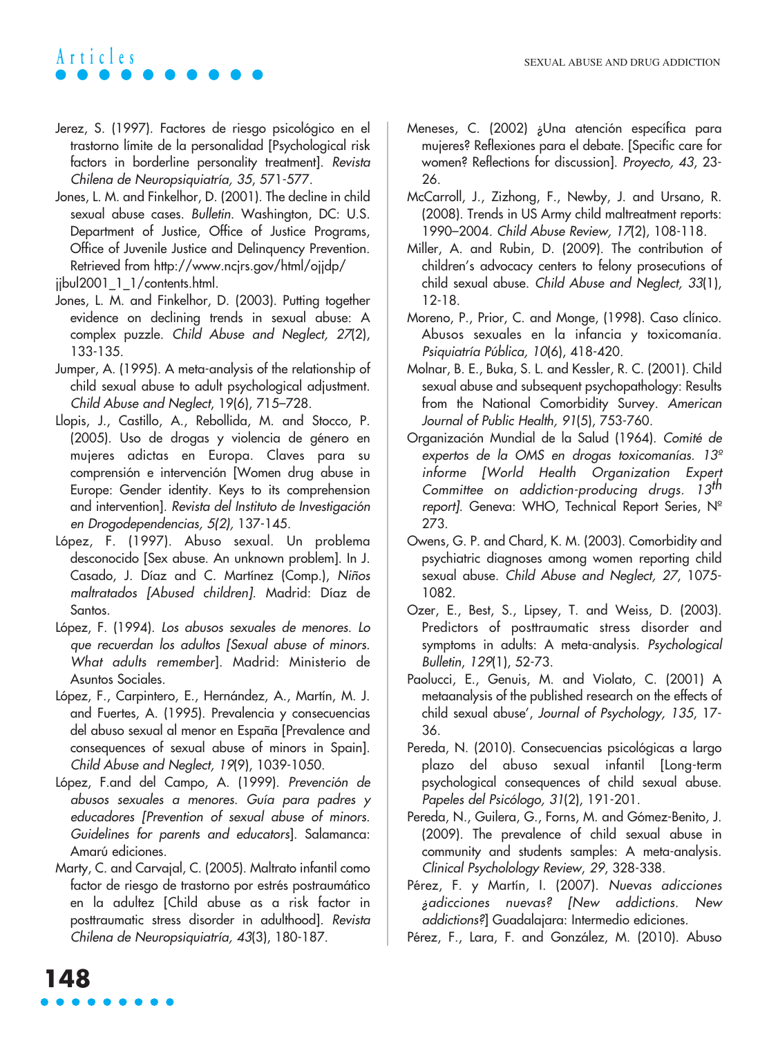Jerez, S. (1997). Factores de riesgo psicológico en el trastorno límite de la personalidad [Psychological risk factors in borderline personality treatment]. *Revista Chilena de Neuropsiquiatría, 35*, 571-577.

Jones, L. M. and Finkelhor, D. (2001). The decline in child sexual abuse cases. *Bulletin*. Washington, DC: U.S. Department of Justice, Office of Justice Programs, Office of Juvenile Justice and Delinquency Prevention. Retrieved from http://www.ncjrs.gov/html/ojjdp/jjbul2001_1_1/contents.html.

Jones, L. M. and Finkelhor, D. (2003). Putting together evidence on declining trends in sexual abuse: A complex puzzle. *Child Abuse and Neglect, 27*(2), 133-135.

Jumper, A. (1995). A meta-analysis of the relationship of child sexual abuse to adult psychological adjustment. *Child Abuse and Neglect*, 19(6), 715–728.

Llopis, J., Castillo, A., Rebollida, M. and Stocco, P. (2005). Uso de drogas y violencia de género en mujeres adictas en Europa. Claves para su comprensión e intervención [Women drug abuse in Europe: Gender identity. Keys to its comprehension and intervention]. *Revista del Instituto de Investigación en Drogodependencias, 5(2)*, 137-145.

López, F. (1997). Abuso sexual. Un problema desconocido [Sex abuse. An unknown problem]. In J. Casado, J. Díaz and C. Martínez (Comp.), *Niños maltratados [Abused children]*. Madrid: Díaz de Santos.

López, F. (1994). *Los abusos sexuales de menores. Lo que recuerdan los adultos [Sexual abuse of minors. What adults remember]*. Madrid: Ministerio de Asuntos Sociales.

López, F., Carpintero, E., Hernández, A., Martín, M. J. and Fuertes, A. (1995). Prevalencia y consecuencias del abuso sexual al menor en España [Prevalence and consequences of sexual abuse of minors in Spain]. *Child Abuse and Neglect, 19*(9), 1039-1050.

López, F.and del Campo, A. (1999). *Prevención de abusos sexuales a menores. Guía para padres y educadores [Prevention of sexual abuse of minors. Guidelines for parents and educators]*. Salamanca: Amarú ediciones.

Marty, C. and Carvajal, C. (2005). Maltrato infantil como factor de riesgo de trastorno por estrés postraumático en la adultez [Child abuse as a risk factor in posttraumatic stress disorder in adulthood]. *Revista Chilena de Neuropsiquiatría, 43*(3), 180-187.

Meneses, C. (2002) ¿Una atención específica para mujeres? Reflexiones para el debate. [Specific care for women? Reflections for discussion]. *Proyecto, 43*, 23-26.

McCarroll, J., Zizhong, F., Newby, J. and Ursano, R. (2008). Trends in US Army child maltreatment reports: 1990–2004. *Child Abuse Review, 17*(2), 108-118.

Miller, A. and Rubin, D. (2009). The contribution of children's advocacy centers to felony prosecutions of child sexual abuse. *Child Abuse and Neglect, 33*(1), 12-18.

Moreno, P., Prior, C. and Monge, (1998). Caso clínico. Abusos sexuales en la infancia y toxicomanía. *Psiquiatría Pública, 10*(6), 418-420.

Molnar, B. E., Buka, S. L. and Kessler, R. C. (2001). Child sexual abuse and subsequent psychopathology: Results from the National Comorbidity Survey. *American Journal of Public Health, 91*(5), 753-760.

Organización Mundial de la Salud (1964). *Comité de expertos de la OMS en drogas toxicomanías. 13º informe [World Health Organization Expert Committee on addiction-producing drugs. 13th report]*. Geneva: WHO, Technical Report Series, Nº 273.

Owens, G. P. and Chard, K. M. (2003). Comorbidity and psychiatric diagnoses among women reporting child sexual abuse. *Child Abuse and Neglect, 27*, 1075-1082.

Ozer, E., Best, S., Lipsey, T. and Weiss, D. (2003). Predictors of posttraumatic stress disorder and symptoms in adults: A meta-analysis. *Psychological Bulletin, 129*(1), 52-73.

Paolucci, E., Genuis, M. and Violato, C. (2001) A metaanalysis of the published research on the effects of child sexual abuse', *Journal of Psychology, 135*, 17-36.

Pereda, N. (2010). Consecuencias psicológicas a largo plazo del abuso sexual infantil [Long-term psychological consequences of child sexual abuse. *Papeles del Psicólogo, 31*(2), 191-201.

Pereda, N., Guilera, G., Forns, M. and Gómez-Benito, J. (2009). The prevalence of child sexual abuse in community and students samples: A meta-analysis. *Clinical Psycholology Review, 29*, 328-338.

Pérez, F. y Martín, I. (2007). *Nuevas adicciones ¿adicciones nuevas? [New addictions. New addictions?*] Guadalajara: Intermedio ediciones.

Pérez, F., Lara, F. and González, M. (2010). Abuso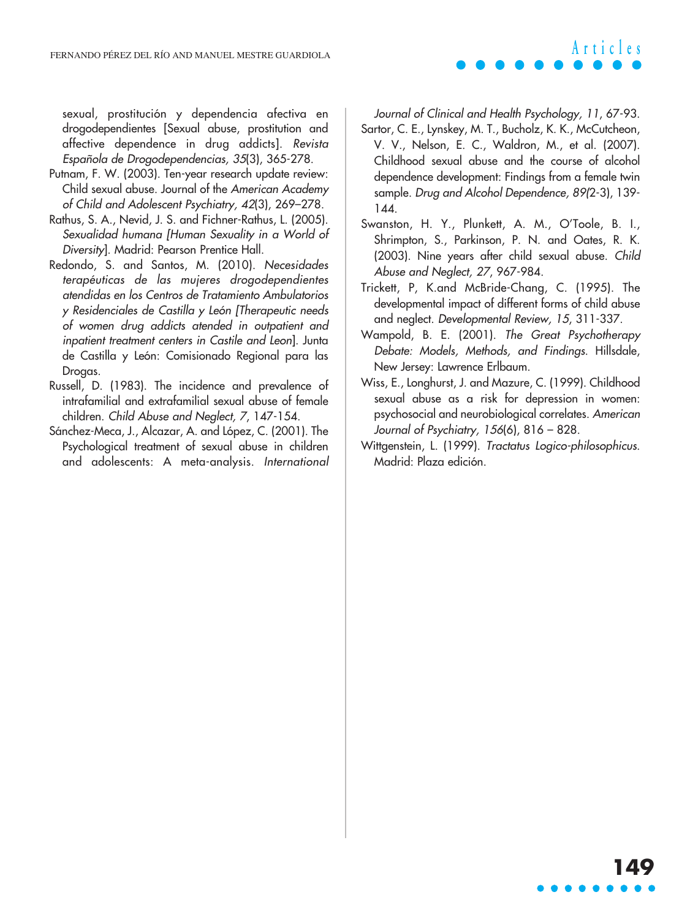sexual, prostitución y dependencia afectiva en drogodependientes [Sexual abuse, prostitution and affective dependence in drug addicts]. *Revista Española de Drogodependencias, 35*(3), 365-278.

Putnam, F. W. (2003). Ten-year research update review: Child sexual abuse. Journal of the *American Academy of Child and Adolescent Psychiatry, 42*(3), 269–278.

Rathus, S. A., Nevid, J. S. and Fichner-Rathus, L. (2005). *Sexualidad humana [Human Sexuality in a World of Diversity*]. Madrid: Pearson Prentice Hall.

Redondo, S. and Santos, M. (2010). *Necesidades terapéuticas de las mujeres drogodependientes atendidas en los Centros de Tratamiento Ambulatorios y Residenciales de Castilla y León [Therapeutic needs of women drug addicts atended in outpatient and inpatient treatment centers in Castile and Leon*]. Junta de Castilla y León: Comisionado Regional para las Drogas.

Russell, D. (1983). The incidence and prevalence of intrafamilial and extrafamilial sexual abuse of female children. *Child Abuse and Neglect, 7*, 147-154.

Sánchez-Meca, J., Alcazar, A. and López, C. (2001). The Psychological treatment of sexual abuse in children and adolescents: A meta-analysis. *International Journal of Clinical and Health Psychology, 11*, 67-93.

Sartor, C. E., Lynskey, M. T., Bucholz, K. K., McCutcheon, V. V., Nelson, E. C., Waldron, M., et al. (2007). Childhood sexual abuse and the course of alcohol dependence development: Findings from a female twin sample. *Drug and Alcohol Dependence, 89(*2-3), 139-144.

Swanston, H. Y., Plunkett, A. M., O'Toole, B. I., Shrimpton, S., Parkinson, P. N. and Oates, R. K. (2003). Nine years after child sexual abuse. *Child Abuse and Neglect, 27*, 967-984.

Trickett, P, K.and McBride-Chang, C. (1995). The developmental impact of different forms of child abuse and neglect. *Developmental Review, 15*, 311-337.

Wampold, B. E. (2001). *The Great Psychotherapy Debate: Models, Methods, and Findings*. Hillsdale, New Jersey: Lawrence Erlbaum.

Wiss, E., Longhurst, J. and Mazure, C. (1999). Childhood sexual abuse as a risk for depression in women: psychosocial and neurobiological correlates. *American Journal of Psychiatry, 156*(6), 816 – 828.

Wittgenstein, L. (1999). *Tractatus Logico-philosophicus*. Madrid: Plaza edición.